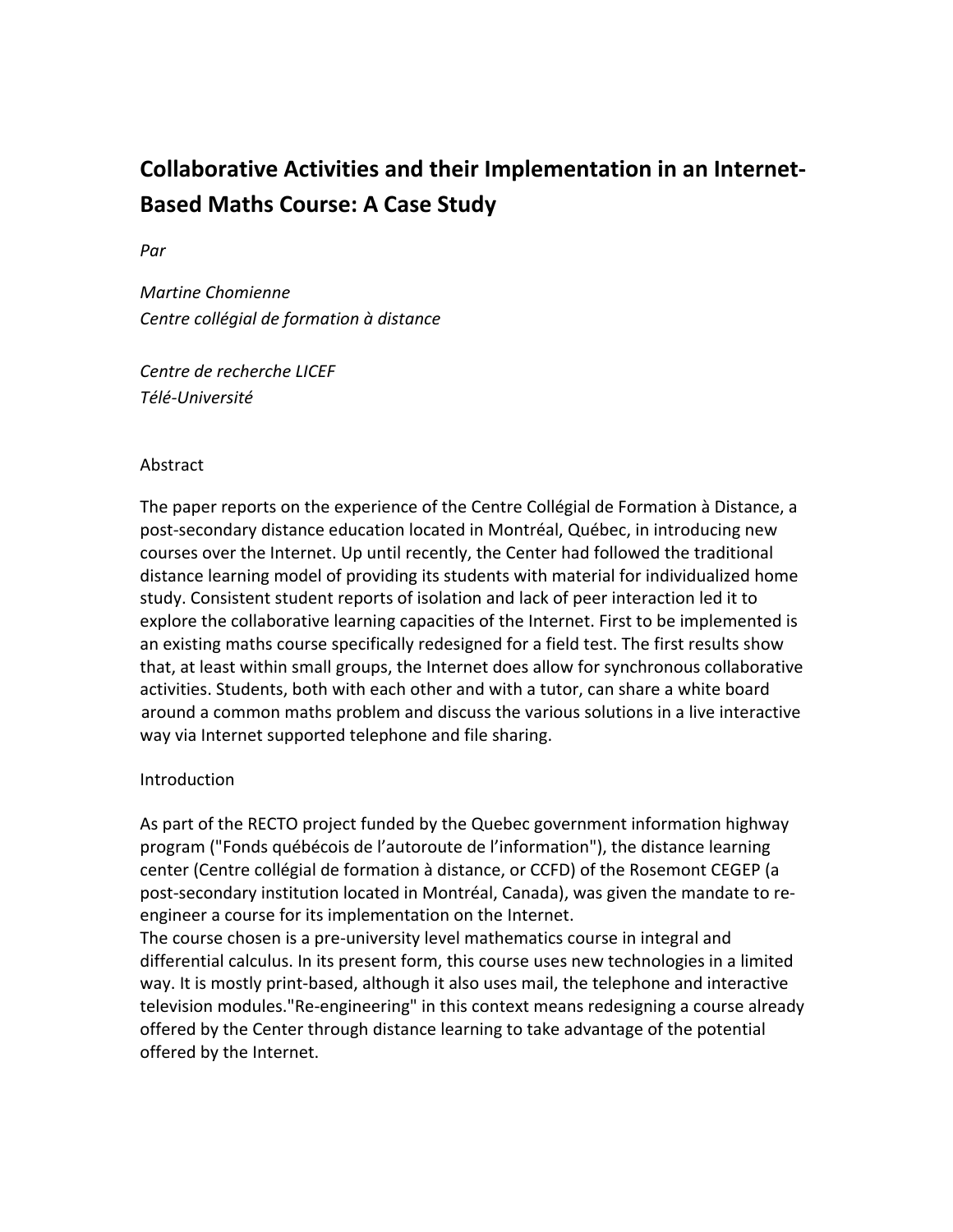# Collaborative Activities and their Implementation in an Internet-Based Maths Course: A Case Study

*Par*

*Martine Chomienne*
*Centre collégial de formation à distance*

*Centre de recherche LICEF*
*Télé-Université*

## Abstract

The paper reports on the experience of the Centre Collégial de Formation à Distance, a post-secondary distance education located in Montréal, Québec, in introducing new courses over the Internet. Up until recently, the Center had followed the traditional distance learning model of providing its students with material for individualized home study. Consistent student reports of isolation and lack of peer interaction led it to explore the collaborative learning capacities of the Internet. First to be implemented is an existing maths course specifically redesigned for a field test. The first results show that, at least within small groups, the Internet does allow for synchronous collaborative activities. Students, both with each other and with a tutor, can share a white board around a common maths problem and discuss the various solutions in a live interactive way via Internet supported telephone and file sharing.

## Introduction

As part of the RECTO project funded by the Quebec government information highway program ("Fonds québécois de l'autoroute de l'information"), the distance learning center (Centre collégial de formation à distance, or CCFD) of the Rosemont CEGEP (a post-secondary institution located in Montréal, Canada), was given the mandate to re-engineer a course for its implementation on the Internet.
The course chosen is a pre-university level mathematics course in integral and differential calculus. In its present form, this course uses new technologies in a limited way. It is mostly print-based, although it also uses mail, the telephone and interactive television modules."Re-engineering" in this context means redesigning a course already offered by the Center through distance learning to take advantage of the potential offered by the Internet.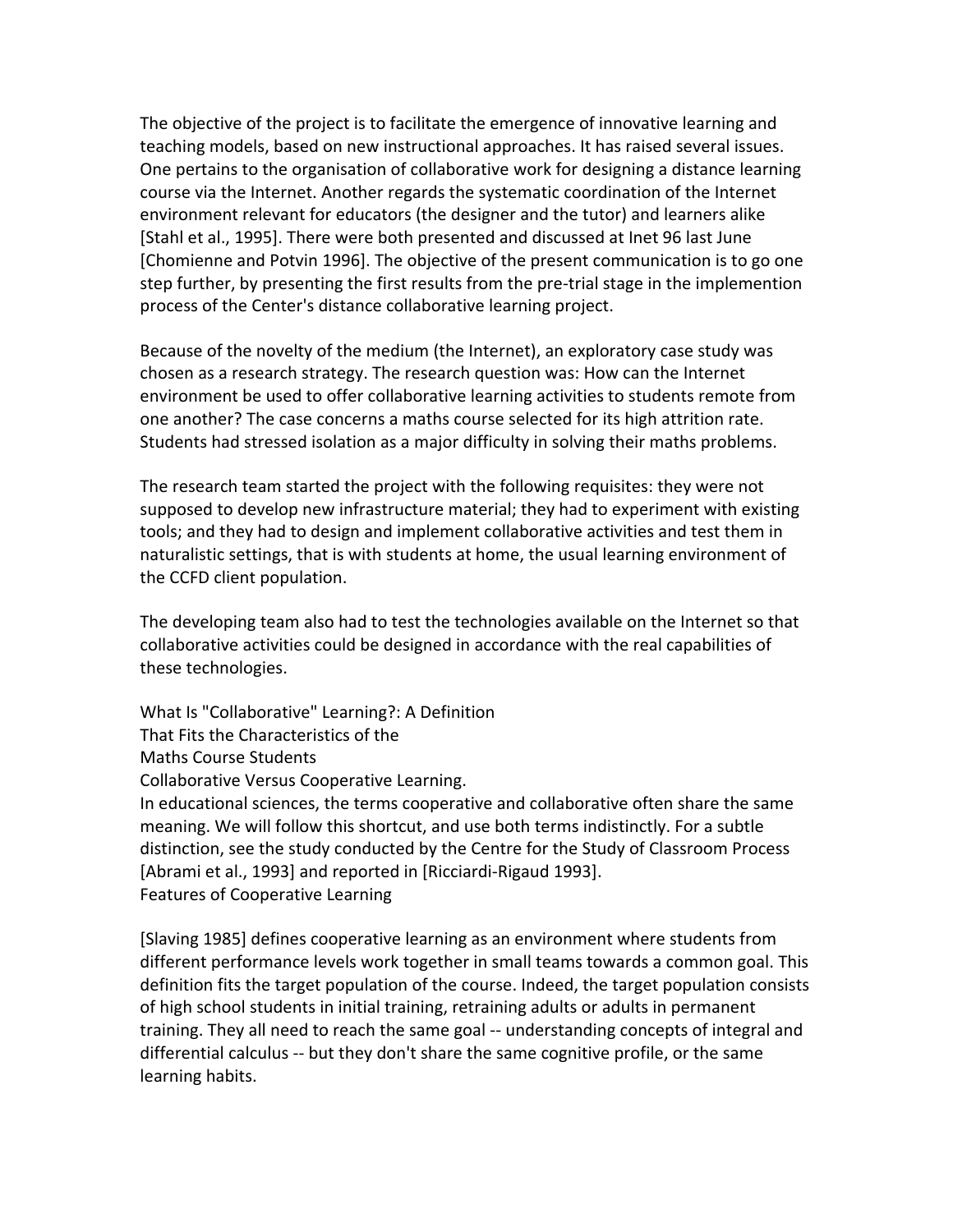The objective of the project is to facilitate the emergence of innovative learning and teaching models, based on new instructional approaches. It has raised several issues. One pertains to the organisation of collaborative work for designing a distance learning course via the Internet. Another regards the systematic coordination of the Internet environment relevant for educators (the designer and the tutor) and learners alike [Stahl et al., 1995]. There were both presented and discussed at Inet 96 last June [Chomienne and Potvin 1996]. The objective of the present communication is to go one step further, by presenting the first results from the pre-trial stage in the implemention process of the Center's distance collaborative learning project.

Because of the novelty of the medium (the Internet), an exploratory case study was chosen as a research strategy. The research question was: How can the Internet environment be used to offer collaborative learning activities to students remote from one another? The case concerns a maths course selected for its high attrition rate. Students had stressed isolation as a major difficulty in solving their maths problems.

The research team started the project with the following requisites: they were not supposed to develop new infrastructure material; they had to experiment with existing tools; and they had to design and implement collaborative activities and test them in naturalistic settings, that is with students at home, the usual learning environment of the CCFD client population.

The developing team also had to test the technologies available on the Internet so that collaborative activities could be designed in accordance with the real capabilities of these technologies.

## What Is "Collaborative" Learning?: A Definition That Fits the Characteristics of the Maths Course Students

### Collaborative Versus Cooperative Learning.

In educational sciences, the terms cooperative and collaborative often share the same meaning. We will follow this shortcut, and use both terms indistinctly. For a subtle distinction, see the study conducted by the Centre for the Study of Classroom Process [Abrami et al., 1993] and reported in [Ricciardi-Rigaud 1993].

### Features of Cooperative Learning

[Slaving 1985] defines cooperative learning as an environment where students from different performance levels work together in small teams towards a common goal. This definition fits the target population of the course. Indeed, the target population consists of high school students in initial training, retraining adults or adults in permanent training. They all need to reach the same goal -- understanding concepts of integral and differential calculus -- but they don't share the same cognitive profile, or the same learning habits.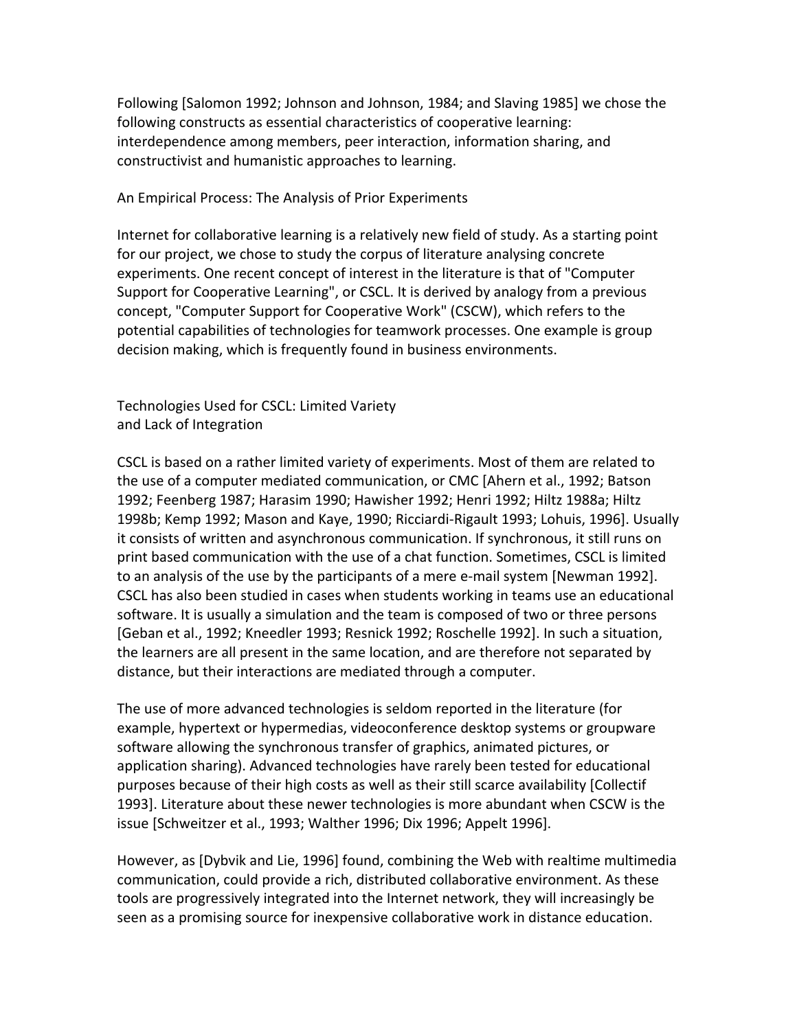Following [Salomon 1992; Johnson and Johnson, 1984; and Slaving 1985] we chose the following constructs as essential characteristics of cooperative learning: interdependence among members, peer interaction, information sharing, and constructivist and humanistic approaches to learning.

## An Empirical Process: The Analysis of Prior Experiments

Internet for collaborative learning is a relatively new field of study. As a starting point for our project, we chose to study the corpus of literature analysing concrete experiments. One recent concept of interest in the literature is that of "Computer Support for Cooperative Learning", or CSCL. It is derived by analogy from a previous concept, "Computer Support for Cooperative Work" (CSCW), which refers to the potential capabilities of technologies for teamwork processes. One example is group decision making, which is frequently found in business environments.

## Technologies Used for CSCL: Limited Variety and Lack of Integration

CSCL is based on a rather limited variety of experiments. Most of them are related to the use of a computer mediated communication, or CMC [Ahern et al., 1992; Batson 1992; Feenberg 1987; Harasim 1990; Hawisher 1992; Henri 1992; Hiltz 1988a; Hiltz 1998b; Kemp 1992; Mason and Kaye, 1990; Ricciardi-Rigault 1993; Lohuis, 1996]. Usually it consists of written and asynchronous communication. If synchronous, it still runs on print based communication with the use of a chat function. Sometimes, CSCL is limited to an analysis of the use by the participants of a mere e-mail system [Newman 1992]. CSCL has also been studied in cases when students working in teams use an educational software. It is usually a simulation and the team is composed of two or three persons [Geban et al., 1992; Kneedler 1993; Resnick 1992; Roschelle 1992]. In such a situation, the learners are all present in the same location, and are therefore not separated by distance, but their interactions are mediated through a computer.

The use of more advanced technologies is seldom reported in the literature (for example, hypertext or hypermedias, videoconference desktop systems or groupware software allowing the synchronous transfer of graphics, animated pictures, or application sharing). Advanced technologies have rarely been tested for educational purposes because of their high costs as well as their still scarce availability [Collectif 1993]. Literature about these newer technologies is more abundant when CSCW is the issue [Schweitzer et al., 1993; Walther 1996; Dix 1996; Appelt 1996].

However, as [Dybvik and Lie, 1996] found, combining the Web with realtime multimedia communication, could provide a rich, distributed collaborative environment. As these tools are progressively integrated into the Internet network, they will increasingly be seen as a promising source for inexpensive collaborative work in distance education.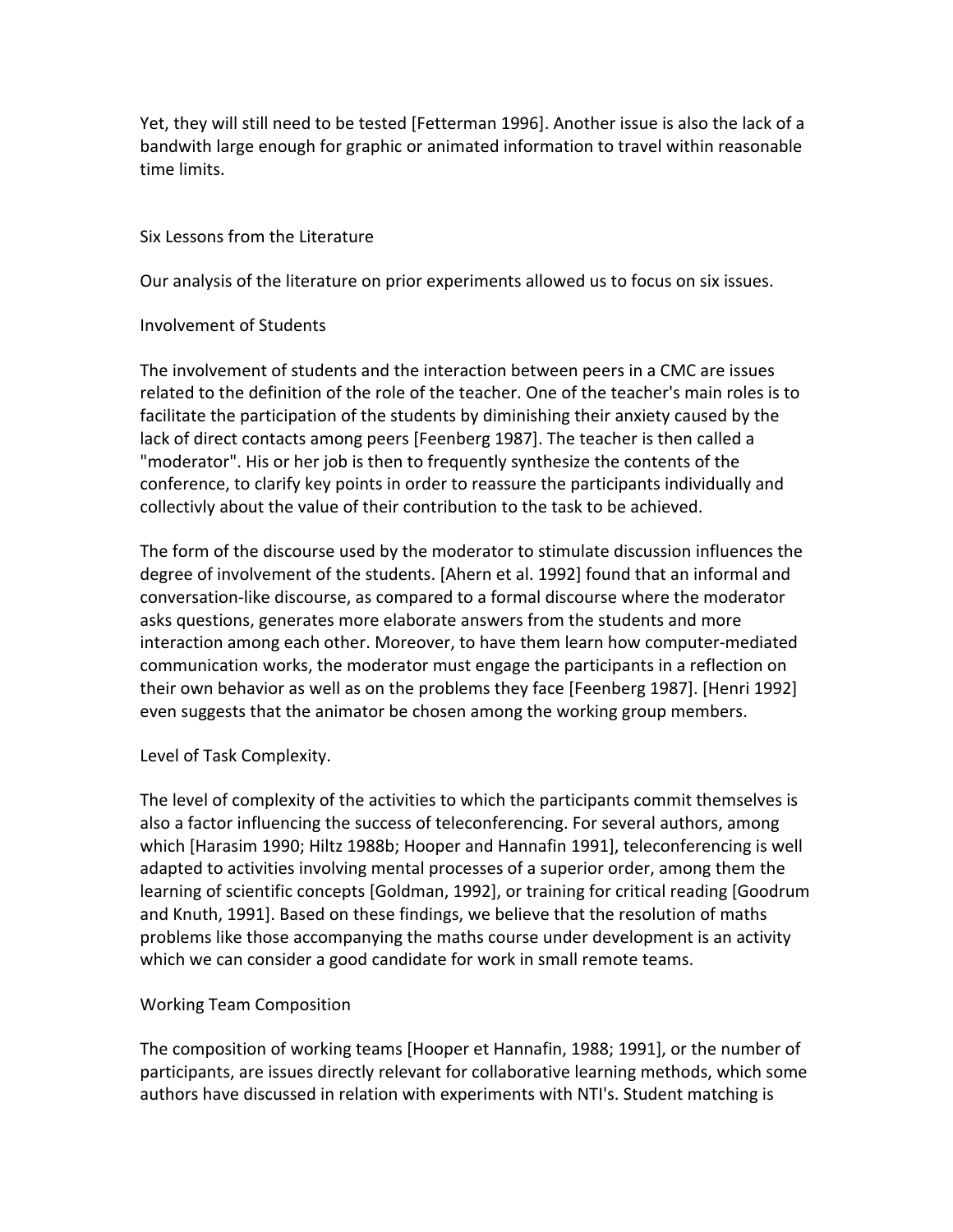Yet, they will still need to be tested [Fetterman 1996]. Another issue is also the lack of a bandwith large enough for graphic or animated information to travel within reasonable time limits.

## Six Lessons from the Literature

Our analysis of the literature on prior experiments allowed us to focus on six issues.

### Involvement of Students

The involvement of students and the interaction between peers in a CMC are issues related to the definition of the role of the teacher. One of the teacher's main roles is to facilitate the participation of the students by diminishing their anxiety caused by the lack of direct contacts among peers [Feenberg 1987]. The teacher is then called a "moderator". His or her job is then to frequently synthesize the contents of the conference, to clarify key points in order to reassure the participants individually and collectivly about the value of their contribution to the task to be achieved.

The form of the discourse used by the moderator to stimulate discussion influences the degree of involvement of the students. [Ahern et al. 1992] found that an informal and conversation-like discourse, as compared to a formal discourse where the moderator asks questions, generates more elaborate answers from the students and more interaction among each other. Moreover, to have them learn how computer-mediated communication works, the moderator must engage the participants in a reflection on their own behavior as well as on the problems they face [Feenberg 1987]. [Henri 1992] even suggests that the animator be chosen among the working group members.

### Level of Task Complexity.

The level of complexity of the activities to which the participants commit themselves is also a factor influencing the success of teleconferencing. For several authors, among which [Harasim 1990; Hiltz 1988b; Hooper and Hannafin 1991], teleconferencing is well adapted to activities involving mental processes of a superior order, among them the learning of scientific concepts [Goldman, 1992], or training for critical reading [Goodrum and Knuth, 1991]. Based on these findings, we believe that the resolution of maths problems like those accompanying the maths course under development is an activity which we can consider a good candidate for work in small remote teams.

### Working Team Composition

The composition of working teams [Hooper et Hannafin, 1988; 1991], or the number of participants, are issues directly relevant for collaborative learning methods, which some authors have discussed in relation with experiments with NTI's. Student matching is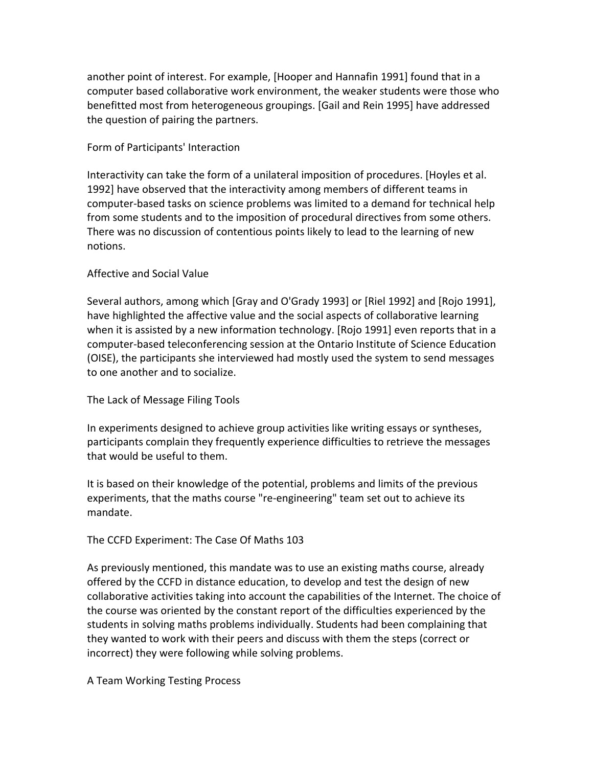another point of interest. For example, [Hooper and Hannafin 1991] found that in a computer based collaborative work environment, the weaker students were those who benefitted most from heterogeneous groupings. [Gail and Rein 1995] have addressed the question of pairing the partners.

### Form of Participants' Interaction

Interactivity can take the form of a unilateral imposition of procedures. [Hoyles et al. 1992] have observed that the interactivity among members of different teams in computer-based tasks on science problems was limited to a demand for technical help from some students and to the imposition of procedural directives from some others. There was no discussion of contentious points likely to lead to the learning of new notions.

### Affective and Social Value

Several authors, among which [Gray and O'Grady 1993] or [Riel 1992] and [Rojo 1991], have highlighted the affective value and the social aspects of collaborative learning when it is assisted by a new information technology. [Rojo 1991] even reports that in a computer-based teleconferencing session at the Ontario Institute of Science Education (OISE), the participants she interviewed had mostly used the system to send messages to one another and to socialize.

### The Lack of Message Filing Tools

In experiments designed to achieve group activities like writing essays or syntheses, participants complain they frequently experience difficulties to retrieve the messages that would be useful to them.

It is based on their knowledge of the potential, problems and limits of the previous experiments, that the maths course "re-engineering" team set out to achieve its mandate.

## The CCFD Experiment: The Case Of Maths 103

As previously mentioned, this mandate was to use an existing maths course, already offered by the CCFD in distance education, to develop and test the design of new collaborative activities taking into account the capabilities of the Internet. The choice of the course was oriented by the constant report of the difficulties experienced by the students in solving maths problems individually. Students had been complaining that they wanted to work with their peers and discuss with them the steps (correct or incorrect) they were following while solving problems.

### A Team Working Testing Process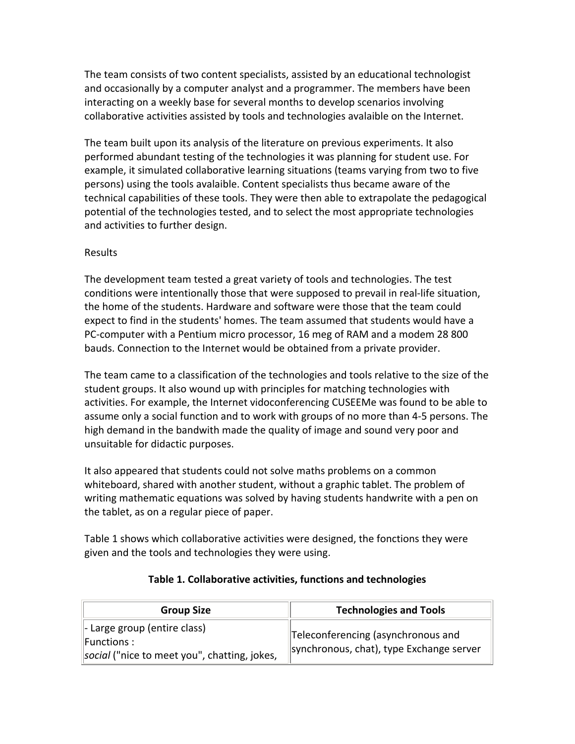The team consists of two content specialists, assisted by an educational technologist and occasionally by a computer analyst and a programmer. The members have been interacting on a weekly base for several months to develop scenarios involving collaborative activities assisted by tools and technologies avalaible on the Internet.

The team built upon its analysis of the literature on previous experiments. It also performed abundant testing of the technologies it was planning for student use. For example, it simulated collaborative learning situations (teams varying from two to five persons) using the tools avalaible. Content specialists thus became aware of the technical capabilities of these tools. They were then able to extrapolate the pedagogical potential of the technologies tested, and to select the most appropriate technologies and activities to further design.

## Results

The development team tested a great variety of tools and technologies. The test conditions were intentionally those that were supposed to prevail in real-life situation, the home of the students. Hardware and software were those that the team could expect to find in the students' homes. The team assumed that students would have a PC-computer with a Pentium micro processor, 16 meg of RAM and a modem 28 800 bauds. Connection to the Internet would be obtained from a private provider.

The team came to a classification of the technologies and tools relative to the size of the student groups. It also wound up with principles for matching technologies with activities. For example, the Internet vidoconferencing CUSEEMe was found to be able to assume only a social function and to work with groups of no more than 4-5 persons. The high demand in the bandwith made the quality of image and sound very poor and unsuitable for didactic purposes.

It also appeared that students could not solve maths problems on a common whiteboard, shared with another student, without a graphic tablet. The problem of writing mathematic equations was solved by having students handwrite with a pen on the tablet, as on a regular piece of paper.

Table 1 shows which collaborative activities were designed, the fonctions they were given and the tools and technologies they were using.

**Table 1. Collaborative activities, functions and technologies**

| Group Size | Technologies and Tools |
|---|---|
| - Large group (entire class)<br>Functions :<br>*social* ("nice to meet you", chatting, jokes, | Teleconferencing (asynchronous and synchronous, chat), type Exchange server |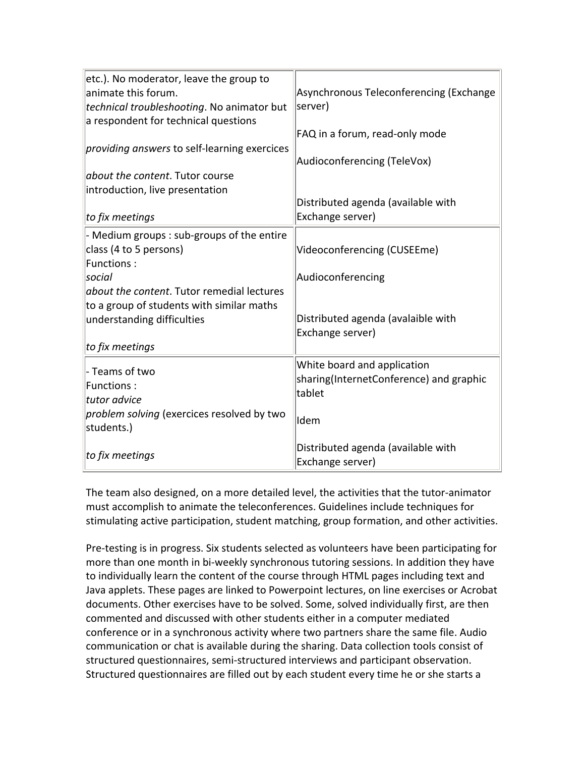| | |
|---|---|
| etc.). No moderator, leave the group to animate this forum.<br>*technical troubleshooting*. No animator but a respondent for technical questions<br><br>*providing answers* to self-learning exercices<br><br>*about the content*. Tutor course introduction, live presentation<br><br>*to fix meetings* | Asynchronous Teleconferencing (Exchange server)<br><br>FAQ in a forum, read-only mode<br><br>Audioconferencing (TeleVox)<br><br>Distributed agenda (available with Exchange server) |
| - Medium groups : sub-groups of the entire class (4 to 5 persons)<br>Functions :<br>*social*<br>*about the content*. Tutor remedial lectures to a group of students with similar maths understanding difficulties<br><br>*to fix meetings* | Videoconferencing (CUSEEme)<br><br>Audioconferencing<br><br>Distributed agenda (avalaible with Exchange server) |
| - Teams of two<br>Functions :<br>*tutor advice*<br>*problem solving* (exercices resolved by two students.)<br><br>*to fix meetings* | White board and application sharing(InternetConference) and graphic tablet<br><br>Idem<br><br>Distributed agenda (available with Exchange server) |

The team also designed, on a more detailed level, the activities that the tutor-animator must accomplish to animate the teleconferences. Guidelines include techniques for stimulating active participation, student matching, group formation, and other activities.

Pre-testing is in progress. Six students selected as volunteers have been participating for more than one month in bi-weekly synchronous tutoring sessions. In addition they have to individually learn the content of the course through HTML pages including text and Java applets. These pages are linked to Powerpoint lectures, on line exercises or Acrobat documents. Other exercises have to be solved. Some, solved individually first, are then commented and discussed with other students either in a computer mediated conference or in a synchronous activity where two partners share the same file. Audio communication or chat is available during the sharing. Data collection tools consist of structured questionnaires, semi-structured interviews and participant observation. Structured questionnaires are filled out by each student every time he or she starts a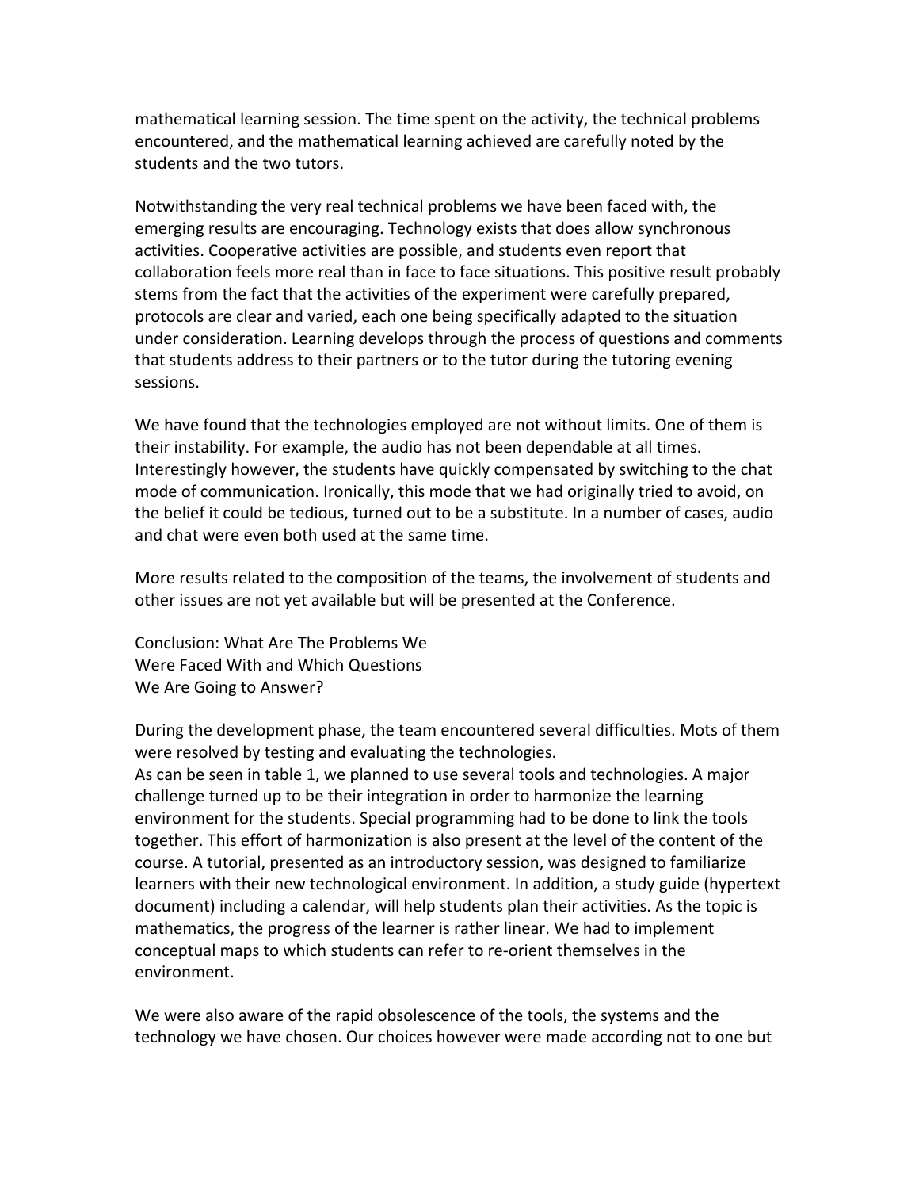mathematical learning session. The time spent on the activity, the technical problems encountered, and the mathematical learning achieved are carefully noted by the students and the two tutors.

Notwithstanding the very real technical problems we have been faced with, the emerging results are encouraging. Technology exists that does allow synchronous activities. Cooperative activities are possible, and students even report that collaboration feels more real than in face to face situations. This positive result probably stems from the fact that the activities of the experiment were carefully prepared, protocols are clear and varied, each one being specifically adapted to the situation under consideration. Learning develops through the process of questions and comments that students address to their partners or to the tutor during the tutoring evening sessions.

We have found that the technologies employed are not without limits. One of them is their instability. For example, the audio has not been dependable at all times. Interestingly however, the students have quickly compensated by switching to the chat mode of communication. Ironically, this mode that we had originally tried to avoid, on the belief it could be tedious, turned out to be a substitute. In a number of cases, audio and chat were even both used at the same time.

More results related to the composition of the teams, the involvement of students and other issues are not yet available but will be presented at the Conference.

## Conclusion: What Are The Problems We Were Faced With and Which Questions We Are Going to Answer?

During the development phase, the team encountered several difficulties. Mots of them were resolved by testing and evaluating the technologies.
As can be seen in table 1, we planned to use several tools and technologies. A major challenge turned up to be their integration in order to harmonize the learning environment for the students. Special programming had to be done to link the tools together. This effort of harmonization is also present at the level of the content of the course. A tutorial, presented as an introductory session, was designed to familiarize learners with their new technological environment. In addition, a study guide (hypertext document) including a calendar, will help students plan their activities. As the topic is mathematics, the progress of the learner is rather linear. We had to implement conceptual maps to which students can refer to re-orient themselves in the environment.

We were also aware of the rapid obsolescence of the tools, the systems and the technology we have chosen. Our choices however were made according not to one but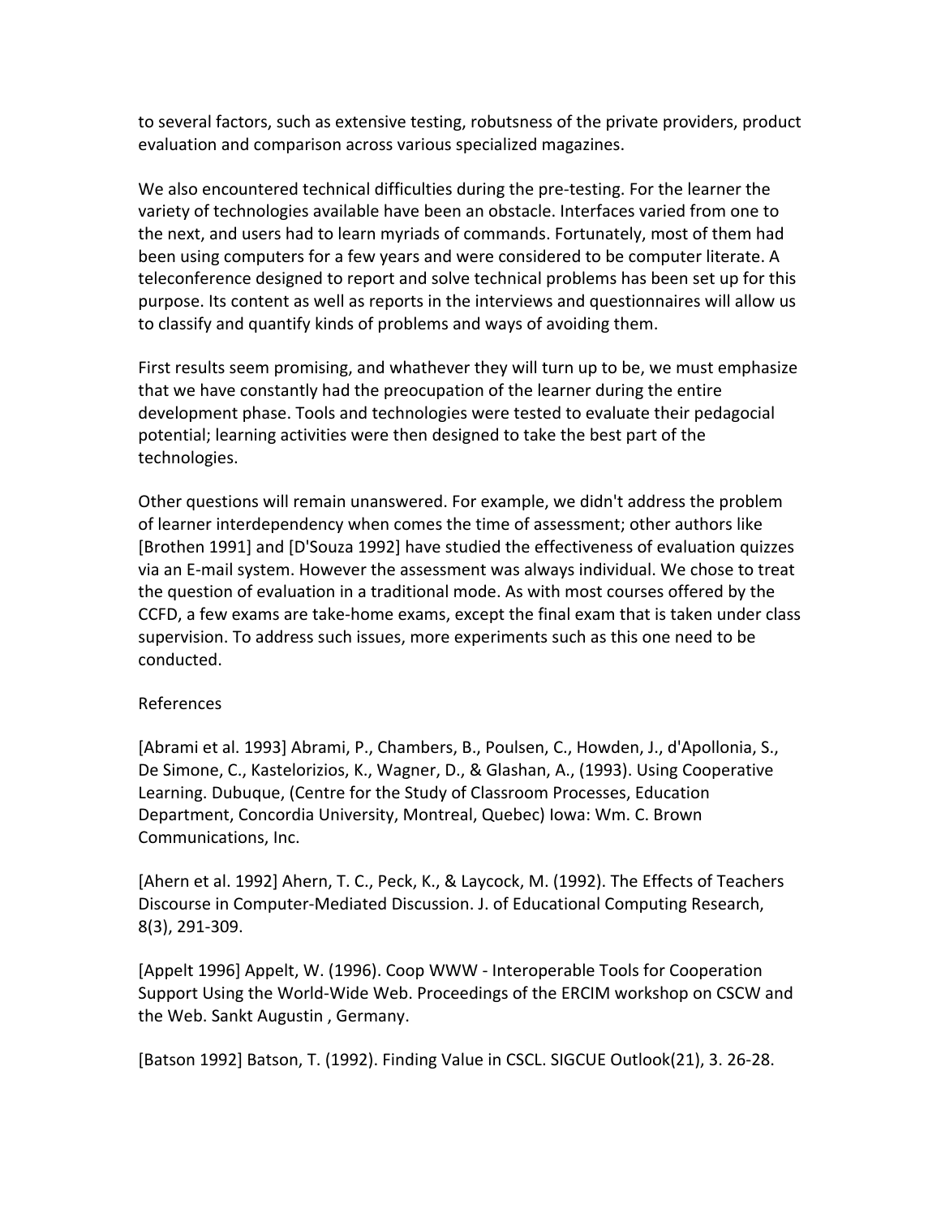to several factors, such as extensive testing, robutsness of the private providers, product evaluation and comparison across various specialized magazines.

We also encountered technical difficulties during the pre-testing. For the learner the variety of technologies available have been an obstacle. Interfaces varied from one to the next, and users had to learn myriads of commands. Fortunately, most of them had been using computers for a few years and were considered to be computer literate. A teleconference designed to report and solve technical problems has been set up for this purpose. Its content as well as reports in the interviews and questionnaires will allow us to classify and quantify kinds of problems and ways of avoiding them.

First results seem promising, and whathever they will turn up to be, we must emphasize that we have constantly had the preocupation of the learner during the entire development phase. Tools and technologies were tested to evaluate their pedagocial potential; learning activities were then designed to take the best part of the technologies.

Other questions will remain unanswered. For example, we didn't address the problem of learner interdependency when comes the time of assessment; other authors like [Brothen 1991] and [D'Souza 1992] have studied the effectiveness of evaluation quizzes via an E-mail system. However the assessment was always individual. We chose to treat the question of evaluation in a traditional mode. As with most courses offered by the CCFD, a few exams are take-home exams, except the final exam that is taken under class supervision. To address such issues, more experiments such as this one need to be conducted.

References

[Abrami et al. 1993] Abrami, P., Chambers, B., Poulsen, C., Howden, J., d'Apollonia, S., De Simone, C., Kastelorizios, K., Wagner, D., & Glashan, A., (1993). Using Cooperative Learning. Dubuque, (Centre for the Study of Classroom Processes, Education Department, Concordia University, Montreal, Quebec) Iowa: Wm. C. Brown Communications, Inc.

[Ahern et al. 1992] Ahern, T. C., Peck, K., & Laycock, M. (1992). The Effects of Teachers Discourse in Computer-Mediated Discussion. J. of Educational Computing Research, 8(3), 291-309.

[Appelt 1996] Appelt, W. (1996). Coop WWW - Interoperable Tools for Cooperation Support Using the World-Wide Web. Proceedings of the ERCIM workshop on CSCW and the Web. Sankt Augustin , Germany.

[Batson 1992] Batson, T. (1992). Finding Value in CSCL. SIGCUE Outlook(21), 3. 26-28.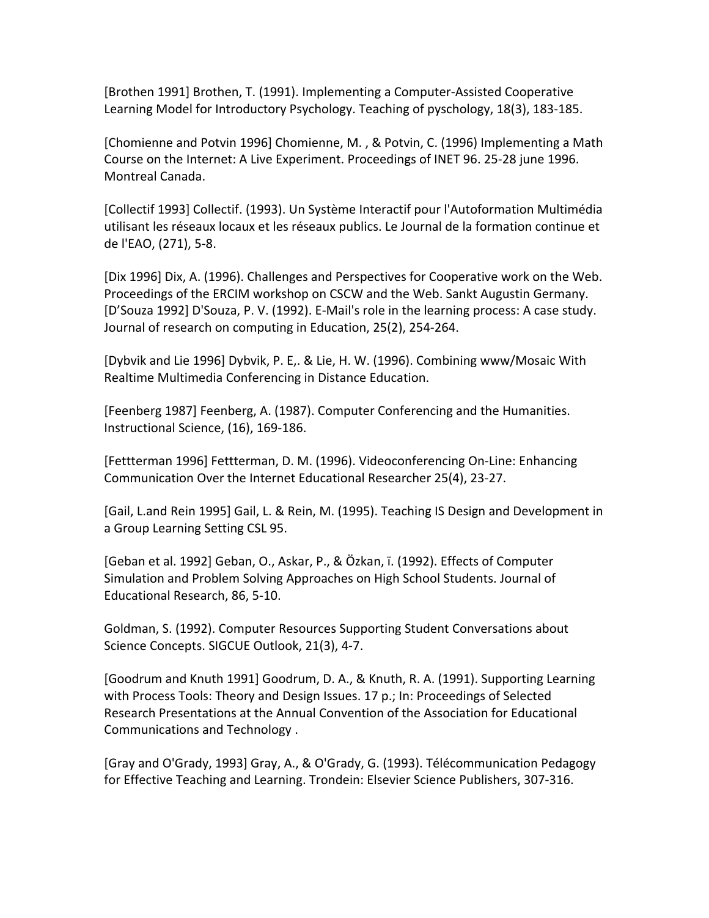[Brothen 1991] Brothen, T. (1991). Implementing a Computer-Assisted Cooperative Learning Model for Introductory Psychology. Teaching of pyschology, 18(3), 183-185.

[Chomienne and Potvin 1996] Chomienne, M. , & Potvin, C. (1996) Implementing a Math Course on the Internet: A Live Experiment. Proceedings of INET 96. 25-28 june 1996. Montreal Canada.

[Collectif 1993] Collectif. (1993). Un Système Interactif pour l'Autoformation Multimédia utilisant les réseaux locaux et les réseaux publics. Le Journal de la formation continue et de l'EAO, (271), 5-8.

[Dix 1996] Dix, A. (1996). Challenges and Perspectives for Cooperative work on the Web. Proceedings of the ERCIM workshop on CSCW and the Web. Sankt Augustin Germany.
[D'Souza 1992] D'Souza, P. V. (1992). E-Mail's role in the learning process: A case study. Journal of research on computing in Education, 25(2), 254-264.

[Dybvik and Lie 1996] Dybvik, P. E,. & Lie, H. W. (1996). Combining www/Mosaic With Realtime Multimedia Conferencing in Distance Education.

[Feenberg 1987] Feenberg, A. (1987). Computer Conferencing and the Humanities. Instructional Science, (16), 169-186.

[Fettterman 1996] Fettterman, D. M. (1996). Videoconferencing On-Line: Enhancing Communication Over the Internet Educational Researcher 25(4), 23-27.

[Gail, L.and Rein 1995] Gail, L. & Rein, M. (1995). Teaching IS Design and Development in a Group Learning Setting CSL 95.

[Geban et al. 1992] Geban, O., Askar, P., & Özkan, ï. (1992). Effects of Computer Simulation and Problem Solving Approaches on High School Students. Journal of Educational Research, 86, 5-10.

Goldman, S. (1992). Computer Resources Supporting Student Conversations about Science Concepts. SIGCUE Outlook, 21(3), 4-7.

[Goodrum and Knuth 1991] Goodrum, D. A., & Knuth, R. A. (1991). Supporting Learning with Process Tools: Theory and Design Issues. 17 p.; In: Proceedings of Selected Research Presentations at the Annual Convention of the Association for Educational Communications and Technology .

[Gray and O'Grady, 1993] Gray, A., & O'Grady, G. (1993). Télécommunication Pedagogy for Effective Teaching and Learning. Trondein: Elsevier Science Publishers, 307-316.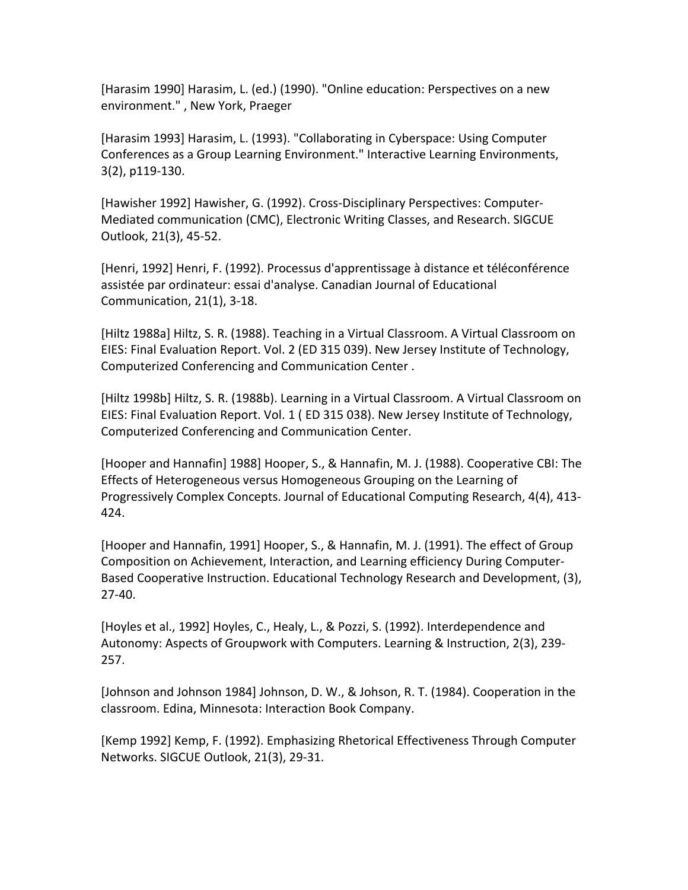[Harasim 1990] Harasim, L. (ed.) (1990). "Online education: Perspectives on a new environment." , New York, Praeger

[Harasim 1993] Harasim, L. (1993). "Collaborating in Cyberspace: Using Computer Conferences as a Group Learning Environment." Interactive Learning Environments, 3(2), p119-130.

[Hawisher 1992] Hawisher, G. (1992). Cross-Disciplinary Perspectives: Computer-Mediated communication (CMC), Electronic Writing Classes, and Research. SIGCUE Outlook, 21(3), 45-52.

[Henri, 1992] Henri, F. (1992). Processus d'apprentissage à distance et téléconférence assistée par ordinateur: essai d'analyse. Canadian Journal of Educational Communication, 21(1), 3-18.

[Hiltz 1988a] Hiltz, S. R. (1988). Teaching in a Virtual Classroom. A Virtual Classroom on EIES: Final Evaluation Report. Vol. 2 (ED 315 039). New Jersey Institute of Technology, Computerized Conferencing and Communication Center .

[Hiltz 1998b] Hiltz, S. R. (1988b). Learning in a Virtual Classroom. A Virtual Classroom on EIES: Final Evaluation Report. Vol. 1 ( ED 315 038). New Jersey Institute of Technology, Computerized Conferencing and Communication Center.

[Hooper and Hannafin] 1988] Hooper, S., & Hannafin, M. J. (1988). Cooperative CBI: The Effects of Heterogeneous versus Homogeneous Grouping on the Learning of Progressively Complex Concepts. Journal of Educational Computing Research, 4(4), 413-424.

[Hooper and Hannafin, 1991] Hooper, S., & Hannafin, M. J. (1991). The effect of Group Composition on Achievement, Interaction, and Learning efficiency During Computer-Based Cooperative Instruction. Educational Technology Research and Development, (3), 27-40.

[Hoyles et al., 1992] Hoyles, C., Healy, L., & Pozzi, S. (1992). Interdependence and Autonomy: Aspects of Groupwork with Computers. Learning & Instruction, 2(3), 239-257.

[Johnson and Johnson 1984] Johnson, D. W., & Johson, R. T. (1984). Cooperation in the classroom. Edina, Minnesota: Interaction Book Company.

[Kemp 1992] Kemp, F. (1992). Emphasizing Rhetorical Effectiveness Through Computer Networks. SIGCUE Outlook, 21(3), 29-31.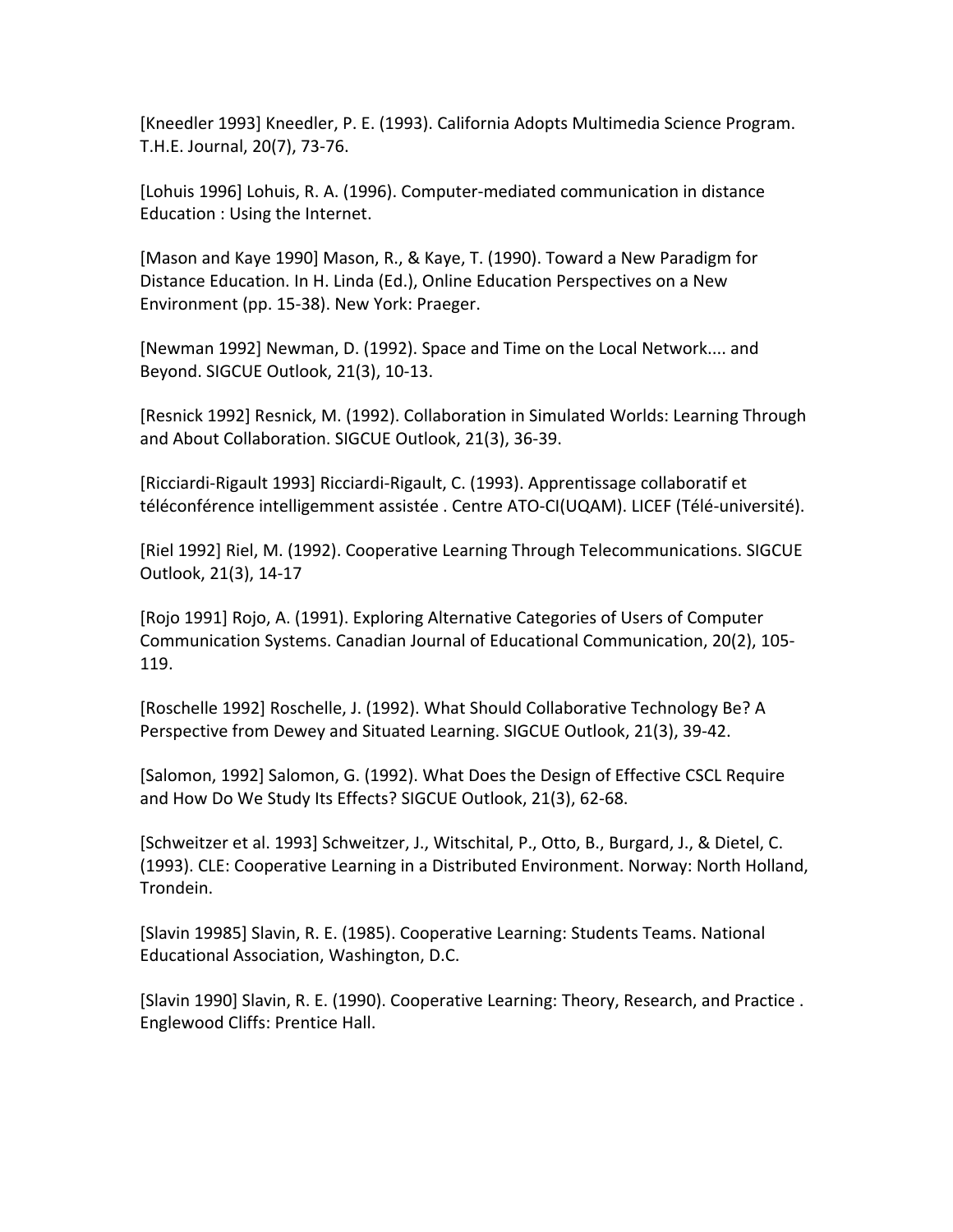[Kneedler 1993] Kneedler, P. E. (1993). California Adopts Multimedia Science Program. T.H.E. Journal, 20(7), 73-76.

[Lohuis 1996] Lohuis, R. A. (1996). Computer-mediated communication in distance Education : Using the Internet.

[Mason and Kaye 1990] Mason, R., & Kaye, T. (1990). Toward a New Paradigm for Distance Education. In H. Linda (Ed.), Online Education Perspectives on a New Environment (pp. 15-38). New York: Praeger.

[Newman 1992] Newman, D. (1992). Space and Time on the Local Network.... and Beyond. SIGCUE Outlook, 21(3), 10-13.

[Resnick 1992] Resnick, M. (1992). Collaboration in Simulated Worlds: Learning Through and About Collaboration. SIGCUE Outlook, 21(3), 36-39.

[Ricciardi-Rigault 1993] Ricciardi-Rigault, C. (1993). Apprentissage collaboratif et téléconférence intelligemment assistée . Centre ATO-CI(UQAM). LICEF (Télé-université).

[Riel 1992] Riel, M. (1992). Cooperative Learning Through Telecommunications. SIGCUE Outlook, 21(3), 14-17

[Rojo 1991] Rojo, A. (1991). Exploring Alternative Categories of Users of Computer Communication Systems. Canadian Journal of Educational Communication, 20(2), 105-119.

[Roschelle 1992] Roschelle, J. (1992). What Should Collaborative Technology Be? A Perspective from Dewey and Situated Learning. SIGCUE Outlook, 21(3), 39-42.

[Salomon, 1992] Salomon, G. (1992). What Does the Design of Effective CSCL Require and How Do We Study Its Effects? SIGCUE Outlook, 21(3), 62-68.

[Schweitzer et al. 1993] Schweitzer, J., Witschital, P., Otto, B., Burgard, J., & Dietel, C. (1993). CLE: Cooperative Learning in a Distributed Environment. Norway: North Holland, Trondein.

[Slavin 19985] Slavin, R. E. (1985). Cooperative Learning: Students Teams. National Educational Association, Washington, D.C.

[Slavin 1990] Slavin, R. E. (1990). Cooperative Learning: Theory, Research, and Practice . Englewood Cliffs: Prentice Hall.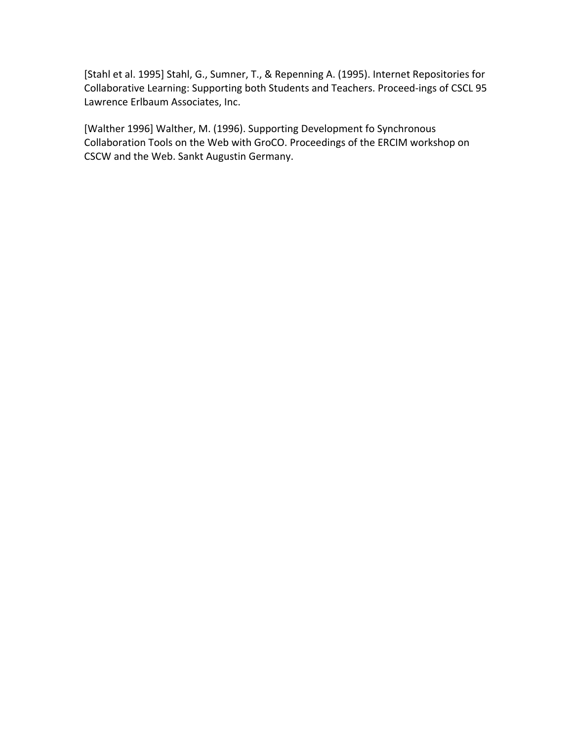[Stahl et al. 1995] Stahl, G., Sumner, T., & Repenning A. (1995). Internet Repositories for Collaborative Learning: Supporting both Students and Teachers. Proceed-ings of CSCL 95 Lawrence Erlbaum Associates, Inc.

[Walther 1996] Walther, M. (1996). Supporting Development fo Synchronous Collaboration Tools on the Web with GroCO. Proceedings of the ERCIM workshop on CSCW and the Web. Sankt Augustin Germany.